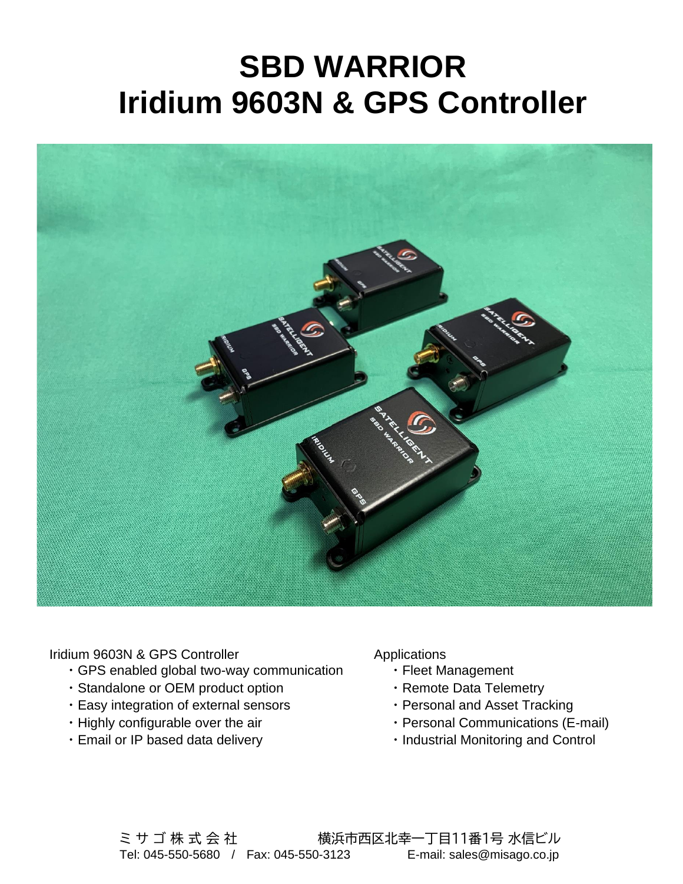# SBD WARRIOR
# Iridium 9603N & GPS Controller

Iridium 9603N & GPS Controller

- GPS enabled global two-way communication
- Standalone or OEM product option
- Easy integration of external sensors
- Highly configurable over the air
- Email or IP based data delivery

Applications

- Fleet Management
- Remote Data Telemetry
- Personal and Asset Tracking
- Personal Communications (E-mail)
- Industrial Monitoring and Control

ミ サ ゴ 株 式 会 社　　横浜市西区北幸一丁目11番1号 水信ビル

Tel: 045-550-5680 / Fax: 045-550-3123　　E-mail: sales@misago.co.jp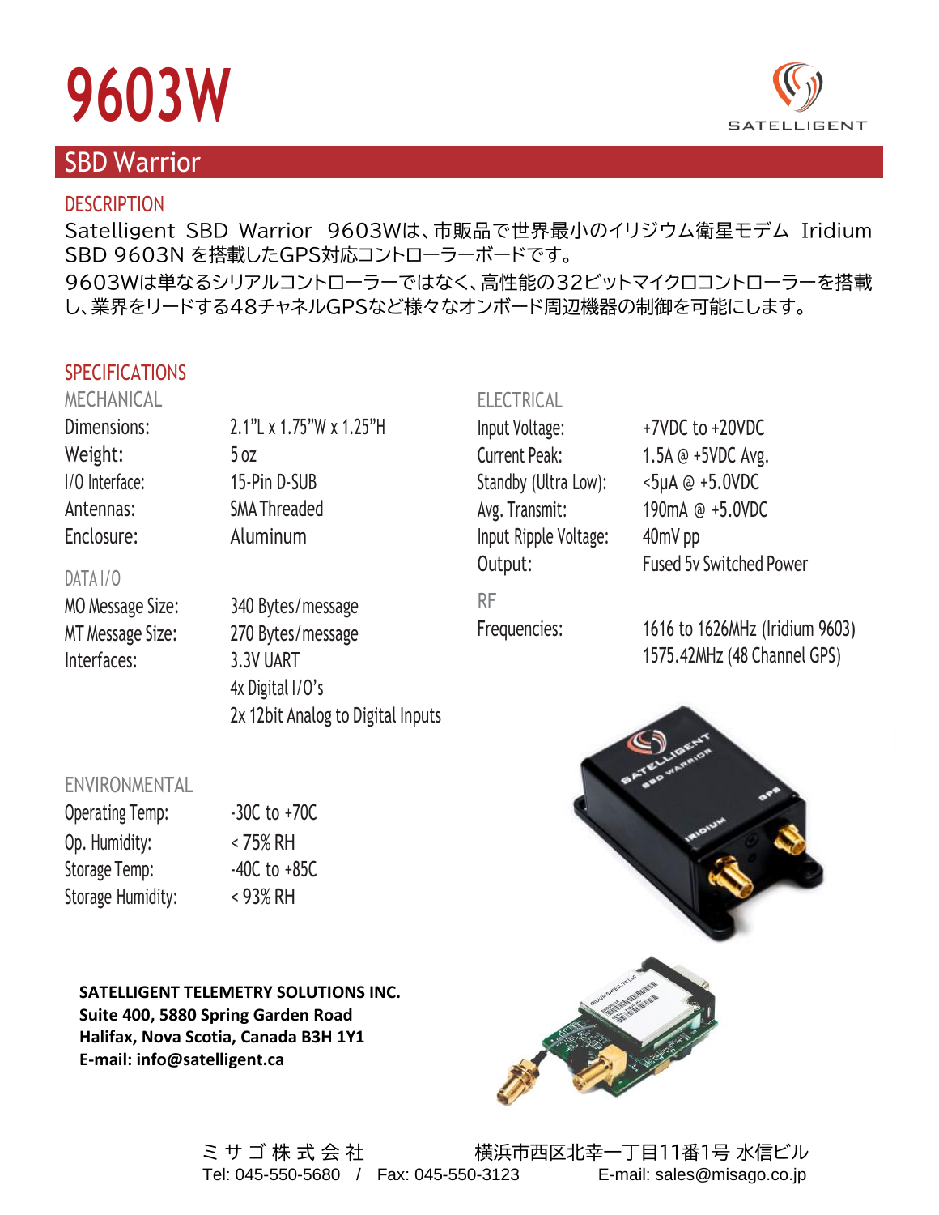# 9603W

SATELLIGENT

## SBD Warrior

### DESCRIPTION

Satelligent SBD Warrior 9603Wは、市販品で世界最小のイリジウム衛星モデム Iridium SBD 9603N を搭載したGPS対応コントローラーボードです。
9603Wは単なるシリアルコントローラーではなく、高性能の32ビットマイクロコントローラーを搭載し、業界をリードする48チャネルGPSなど様々なオンボード周辺機器の制御を可能にします。

### SPECIFICATIONS

#### MECHANICAL

| | |
|---|---|
| Dimensions: | 2.1"L x 1.75"W x 1.25"H |
| Weight: | 5 oz |
| I/O Interface: | 15-Pin D-SUB |
| Antennas: | SMA Threaded |
| Enclosure: | Aluminum |

#### DATA I/O

| | |
|---|---|
| MO Message Size: | 340 Bytes/message |
| MT Message Size: | 270 Bytes/message |
| Interfaces: | 3.3V UART |
| | 4x Digital I/O's |
| | 2x 12bit Analog to Digital Inputs |

#### ELECTRICAL

| | |
|---|---|
| Input Voltage: | +7VDC to +20VDC |
| Current Peak: | 1.5A @ +5VDC Avg. |
| Standby (Ultra Low): | <5μA @ +5.0VDC |
| Avg. Transmit: | 190mA @ +5.0VDC |
| Input Ripple Voltage: | 40mV pp |
| Output: | Fused 5v Switched Power |

#### RF

| | |
|---|---|
| Frequencies: | 1616 to 1626MHz (Iridium 9603) |
| | 1575.42MHz (48 Channel GPS) |

#### ENVIRONMENTAL

| | |
|---|---|
| Operating Temp: | -30C to +70C |
| Op. Humidity: | < 75% RH |
| Storage Temp: | -40C to +85C |
| Storage Humidity: | < 93% RH |

**SATELLIGENT TELEMETRY SOLUTIONS INC.**
**Suite 400, 5880 Spring Garden Road**
**Halifax, Nova Scotia, Canada B3H 1Y1**
**E-mail: info@satelligent.ca**

ミ サ ゴ 株 式 会 社　　横浜市西区北幸一丁目11番1号 水信ビル
Tel: 045-550-5680 / Fax: 045-550-3123　　E-mail: sales@misago.co.jp